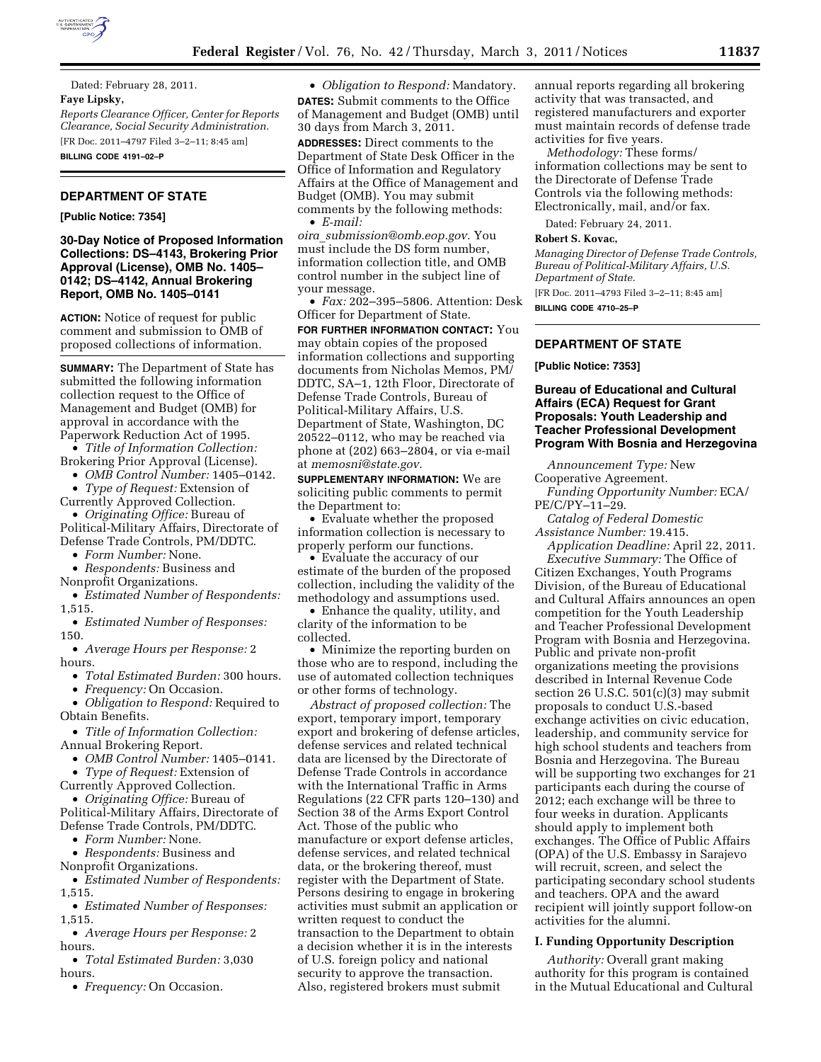Dated: February 28, 2011.

**Faye Lipsky,**

*Reports Clearance Officer, Center for Reports Clearance, Social Security Administration.*

[FR Doc. 2011–4797 Filed 3–2–11; 8:45 am]

**BILLING CODE 4191–02–P**

## DEPARTMENT OF STATE

**[Public Notice: 7354]**

### 30-Day Notice of Proposed Information Collections: DS–4143, Brokering Prior Approval (License), OMB No. 1405–0142; DS–4142, Annual Brokering Report, OMB No. 1405–0141

**ACTION:** Notice of request for public comment and submission to OMB of proposed collections of information.

**SUMMARY:** The Department of State has submitted the following information collection request to the Office of Management and Budget (OMB) for approval in accordance with the Paperwork Reduction Act of 1995.

- *Title of Information Collection:* Brokering Prior Approval (License).
- *OMB Control Number:* 1405–0142.
- *Type of Request:* Extension of Currently Approved Collection.
- *Originating Office:* Bureau of Political-Military Affairs, Directorate of Defense Trade Controls, PM/DDTC.
- *Form Number:* None.
- *Respondents:* Business and Nonprofit Organizations.
- *Estimated Number of Respondents:* 1,515.
- *Estimated Number of Responses:* 150.
- *Average Hours per Response:* 2 hours.
- *Total Estimated Burden:* 300 hours.
- *Frequency:* On Occasion.
- *Obligation to Respond:* Required to Obtain Benefits.
- *Title of Information Collection:* Annual Brokering Report.
- *OMB Control Number:* 1405–0141.
- *Type of Request:* Extension of Currently Approved Collection.
- *Originating Office:* Bureau of Political-Military Affairs, Directorate of Defense Trade Controls, PM/DDTC.
- *Form Number:* None.
- *Respondents:* Business and Nonprofit Organizations.
- *Estimated Number of Respondents:* 1,515.
- *Estimated Number of Responses:* 1,515.
- *Average Hours per Response:* 2 hours.
- *Total Estimated Burden:* 3,030 hours.
- *Frequency:* On Occasion.
- *Obligation to Respond:* Mandatory.

**DATES:** Submit comments to the Office of Management and Budget (OMB) until 30 days from March 3, 2011.

**ADDRESSES:** Direct comments to the Department of State Desk Officer in the Office of Information and Regulatory Affairs at the Office of Management and Budget (OMB). You may submit comments by the following methods:

- *E-mail: oira_submission@omb.eop.gov.* You must include the DS form number, information collection title, and OMB control number in the subject line of your message.
- *Fax:* 202–395–5806. Attention: Desk Officer for Department of State.

**FOR FURTHER INFORMATION CONTACT:** You may obtain copies of the proposed information collections and supporting documents from Nicholas Memos, PM/DDTC, SA–1, 12th Floor, Directorate of Defense Trade Controls, Bureau of Political-Military Affairs, U.S. Department of State, Washington, DC 20522–0112, who may be reached via phone at (202) 663–2804, or via e-mail at *memosni@state.gov.*

**SUPPLEMENTARY INFORMATION:** We are soliciting public comments to permit the Department to:

- Evaluate whether the proposed information collection is necessary to properly perform our functions.
- Evaluate the accuracy of our estimate of the burden of the proposed collection, including the validity of the methodology and assumptions used.
- Enhance the quality, utility, and clarity of the information to be collected.
- Minimize the reporting burden on those who are to respond, including the use of automated collection techniques or other forms of technology.

*Abstract of proposed collection:* The export, temporary import, temporary export and brokering of defense articles, defense services and related technical data are licensed by the Directorate of Defense Trade Controls in accordance with the International Traffic in Arms Regulations (22 CFR parts 120–130) and Section 38 of the Arms Export Control Act. Those of the public who manufacture or export defense articles, defense services, and related technical data, or the brokering thereof, must register with the Department of State. Persons desiring to engage in brokering activities must submit an application or written request to conduct the transaction to the Department to obtain a decision whether it is in the interests of U.S. foreign policy and national security to approve the transaction. Also, registered brokers must submit annual reports regarding all brokering activity that was transacted, and registered manufacturers and exporter must maintain records of defense trade activities for five years.

*Methodology:* These forms/information collections may be sent to the Directorate of Defense Trade Controls via the following methods: Electronically, mail, and/or fax.

Dated: February 24, 2011.

**Robert S. Kovac,**

*Managing Director of Defense Trade Controls, Bureau of Political-Military Affairs, U.S. Department of State.*

[FR Doc. 2011–4793 Filed 3–2–11; 8:45 am]

**BILLING CODE 4710–25–P**

## DEPARTMENT OF STATE

**[Public Notice: 7353]**

### Bureau of Educational and Cultural Affairs (ECA) Request for Grant Proposals: Youth Leadership and Teacher Professional Development Program With Bosnia and Herzegovina

*Announcement Type:* New Cooperative Agreement.

*Funding Opportunity Number:* ECA/PE/C/PY–11–29.

*Catalog of Federal Domestic Assistance Number:* 19.415.

*Application Deadline:* April 22, 2011.

*Executive Summary:* The Office of Citizen Exchanges, Youth Programs Division, of the Bureau of Educational and Cultural Affairs announces an open competition for the Youth Leadership and Teacher Professional Development Program with Bosnia and Herzegovina. Public and private non-profit organizations meeting the provisions described in Internal Revenue Code section 26 U.S.C. 501(c)(3) may submit proposals to conduct U.S.-based exchange activities on civic education, leadership, and community service for high school students and teachers from Bosnia and Herzegovina. The Bureau will be supporting two exchanges for 21 participants each during the course of 2012; each exchange will be three to four weeks in duration. Applicants should apply to implement both exchanges. The Office of Public Affairs (OPA) of the U.S. Embassy in Sarajevo will recruit, screen, and select the participating secondary school students and teachers. OPA and the award recipient will jointly support follow-on activities for the alumni.

#### I. Funding Opportunity Description

*Authority:* Overall grant making authority for this program is contained in the Mutual Educational and Cultural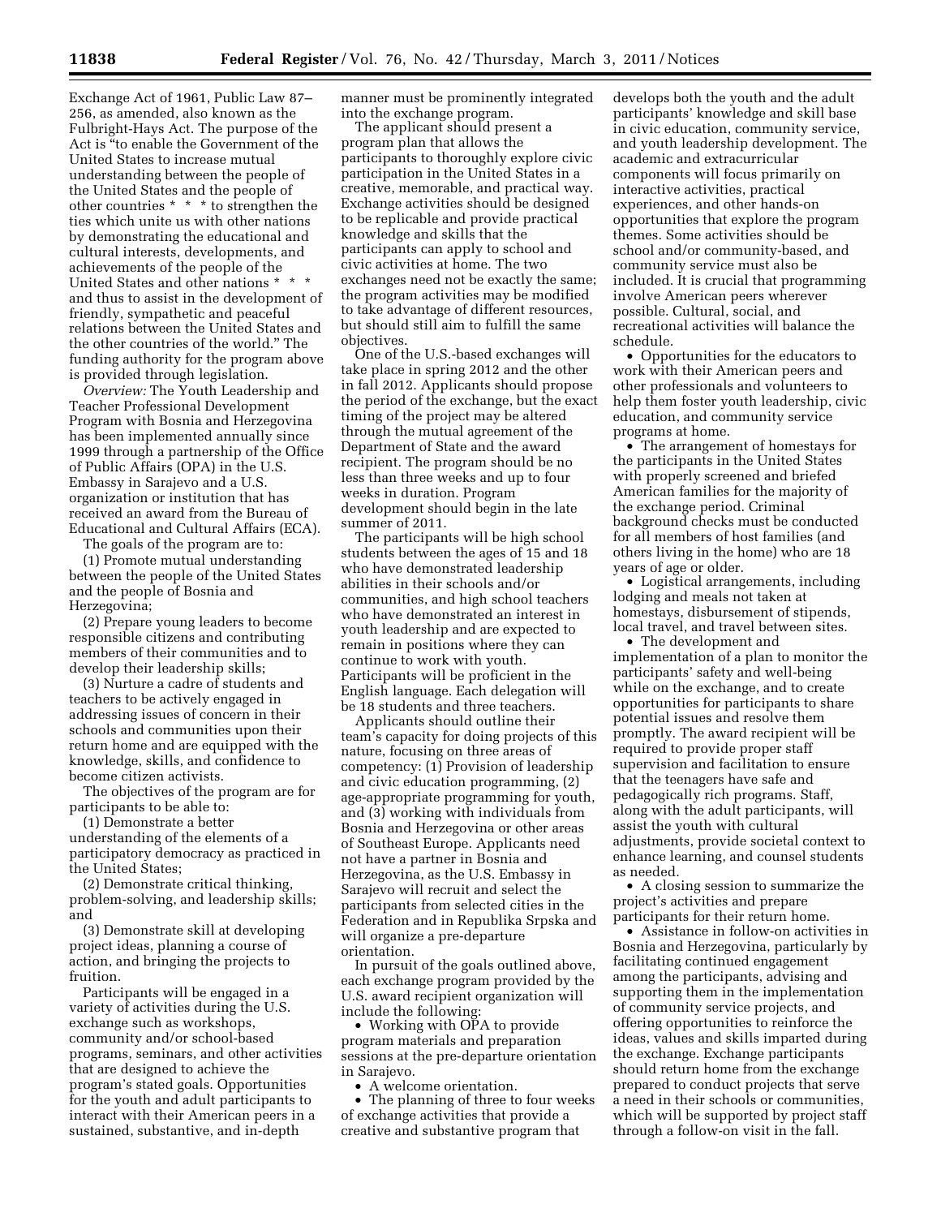Exchange Act of 1961, Public Law 87–256, as amended, also known as the Fulbright-Hays Act. The purpose of the Act is "to enable the Government of the United States to increase mutual understanding between the people of the United States and the people of other countries * * * to strengthen the ties which unite us with other nations by demonstrating the educational and cultural interests, developments, and achievements of the people of the United States and other nations * * * and thus to assist in the development of friendly, sympathetic and peaceful relations between the United States and the other countries of the world." The funding authority for the program above is provided through legislation.

*Overview:* The Youth Leadership and Teacher Professional Development Program with Bosnia and Herzegovina has been implemented annually since 1999 through a partnership of the Office of Public Affairs (OPA) in the U.S. Embassy in Sarajevo and a U.S. organization or institution that has received an award from the Bureau of Educational and Cultural Affairs (ECA).

The goals of the program are to:

(1) Promote mutual understanding between the people of the United States and the people of Bosnia and Herzegovina;

(2) Prepare young leaders to become responsible citizens and contributing members of their communities and to develop their leadership skills;

(3) Nurture a cadre of students and teachers to be actively engaged in addressing issues of concern in their schools and communities upon their return home and are equipped with the knowledge, skills, and confidence to become citizen activists.

The objectives of the program are for participants to be able to:

(1) Demonstrate a better understanding of the elements of a participatory democracy as practiced in the United States;

(2) Demonstrate critical thinking, problem-solving, and leadership skills; and

(3) Demonstrate skill at developing project ideas, planning a course of action, and bringing the projects to fruition.

Participants will be engaged in a variety of activities during the U.S. exchange such as workshops, community and/or school-based programs, seminars, and other activities that are designed to achieve the program's stated goals. Opportunities for the youth and adult participants to interact with their American peers in a sustained, substantive, and in-depth manner must be prominently integrated into the exchange program.

The applicant should present a program plan that allows the participants to thoroughly explore civic participation in the United States in a creative, memorable, and practical way. Exchange activities should be designed to be replicable and provide practical knowledge and skills that the participants can apply to school and civic activities at home. The two exchanges need not be exactly the same; the program activities may be modified to take advantage of different resources, but should still aim to fulfill the same objectives.

One of the U.S.-based exchanges will take place in spring 2012 and the other in fall 2012. Applicants should propose the period of the exchange, but the exact timing of the project may be altered through the mutual agreement of the Department of State and the award recipient. The program should be no less than three weeks and up to four weeks in duration. Program development should begin in the late summer of 2011.

The participants will be high school students between the ages of 15 and 18 who have demonstrated leadership abilities in their schools and/or communities, and high school teachers who have demonstrated an interest in youth leadership and are expected to remain in positions where they can continue to work with youth. Participants will be proficient in the English language. Each delegation will be 18 students and three teachers.

Applicants should outline their team's capacity for doing projects of this nature, focusing on three areas of competency: (1) Provision of leadership and civic education programming, (2) age-appropriate programming for youth, and (3) working with individuals from Bosnia and Herzegovina or other areas of Southeast Europe. Applicants need not have a partner in Bosnia and Herzegovina, as the U.S. Embassy in Sarajevo will recruit and select the participants from selected cities in the Federation and in Republika Srpska and will organize a pre-departure orientation.

In pursuit of the goals outlined above, each exchange program provided by the U.S. award recipient organization will include the following:

- Working with OPA to provide program materials and preparation sessions at the pre-departure orientation in Sarajevo.
- A welcome orientation.
- The planning of three to four weeks of exchange activities that provide a creative and substantive program that develops both the youth and the adult participants' knowledge and skill base in civic education, community service, and youth leadership development. The academic and extracurricular components will focus primarily on interactive activities, practical experiences, and other hands-on opportunities that explore the program themes. Some activities should be school and/or community-based, and community service must also be included. It is crucial that programming involve American peers wherever possible. Cultural, social, and recreational activities will balance the schedule.
- Opportunities for the educators to work with their American peers and other professionals and volunteers to help them foster youth leadership, civic education, and community service programs at home.
- The arrangement of homestays for the participants in the United States with properly screened and briefed American families for the majority of the exchange period. Criminal background checks must be conducted for all members of host families (and others living in the home) who are 18 years of age or older.
- Logistical arrangements, including lodging and meals not taken at homestays, disbursement of stipends, local travel, and travel between sites.
- The development and implementation of a plan to monitor the participants' safety and well-being while on the exchange, and to create opportunities for participants to share potential issues and resolve them promptly. The award recipient will be required to provide proper staff supervision and facilitation to ensure that the teenagers have safe and pedagogically rich programs. Staff, along with the adult participants, will assist the youth with cultural adjustments, provide societal context to enhance learning, and counsel students as needed.
- A closing session to summarize the project's activities and prepare participants for their return home.
- Assistance in follow-on activities in Bosnia and Herzegovina, particularly by facilitating continued engagement among the participants, advising and supporting them in the implementation of community service projects, and offering opportunities to reinforce the ideas, values and skills imparted during the exchange. Exchange participants should return home from the exchange prepared to conduct projects that serve a need in their schools or communities, which will be supported by project staff through a follow-on visit in the fall.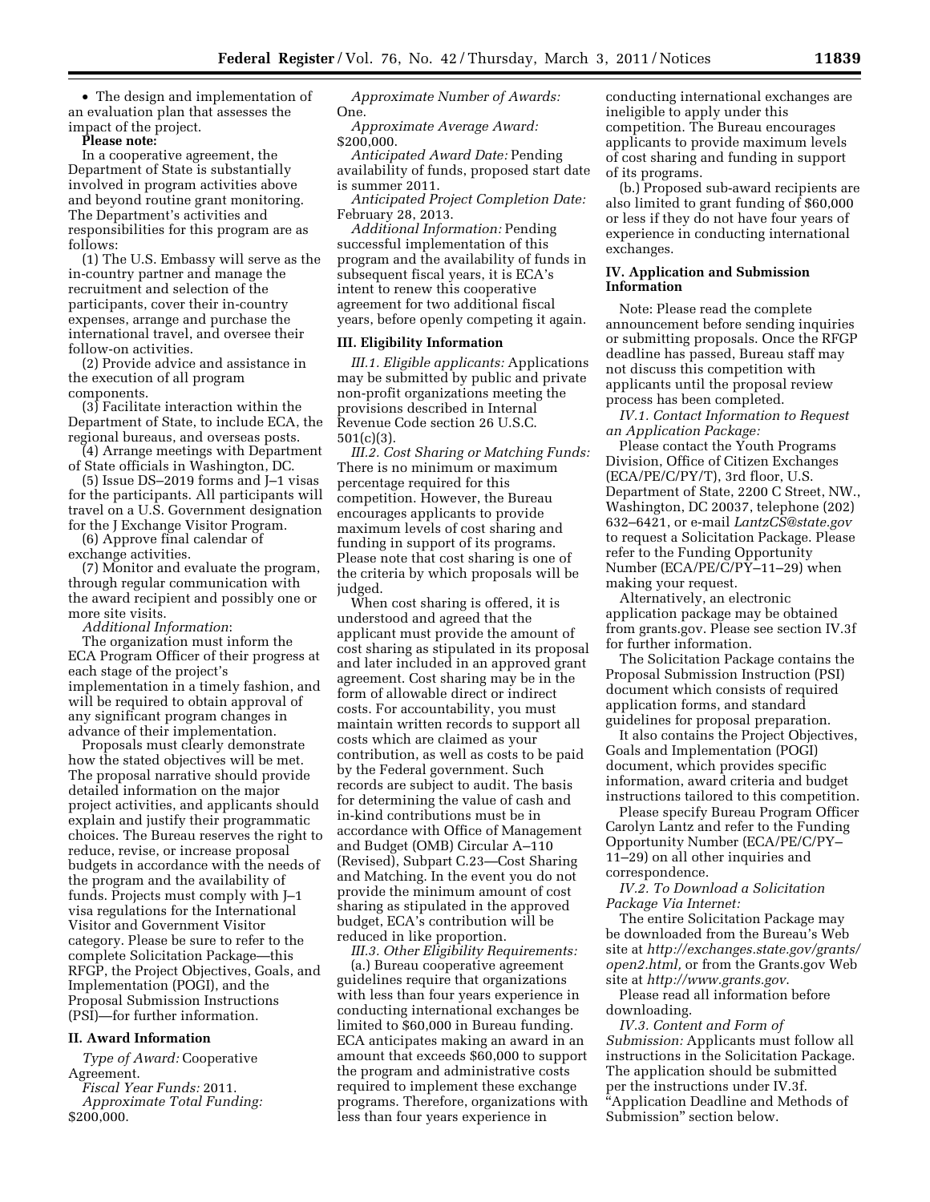- The design and implementation of an evaluation plan that assesses the impact of the project.

**Please note:**

In a cooperative agreement, the Department of State is substantially involved in program activities above and beyond routine grant monitoring. The Department's activities and responsibilities for this program are as follows:

(1) The U.S. Embassy will serve as the in-country partner and manage the recruitment and selection of the participants, cover their in-country expenses, arrange and purchase the international travel, and oversee their follow-on activities.

(2) Provide advice and assistance in the execution of all program components.

(3) Facilitate interaction within the Department of State, to include ECA, the regional bureaus, and overseas posts.

(4) Arrange meetings with Department of State officials in Washington, DC.

(5) Issue DS–2019 forms and J–1 visas for the participants. All participants will travel on a U.S. Government designation for the J Exchange Visitor Program.

(6) Approve final calendar of exchange activities.

(7) Monitor and evaluate the program, through regular communication with the award recipient and possibly one or more site visits.

*Additional Information*:

The organization must inform the ECA Program Officer of their progress at each stage of the project's implementation in a timely fashion, and will be required to obtain approval of any significant program changes in advance of their implementation.

Proposals must clearly demonstrate how the stated objectives will be met. The proposal narrative should provide detailed information on the major project activities, and applicants should explain and justify their programmatic choices. The Bureau reserves the right to reduce, revise, or increase proposal budgets in accordance with the needs of the program and the availability of funds. Projects must comply with J–1 visa regulations for the International Visitor and Government Visitor category. Please be sure to refer to the complete Solicitation Package—this RFGP, the Project Objectives, Goals, and Implementation (POGI), and the Proposal Submission Instructions (PSI)—for further information.

## II. Award Information

*Type of Award:* Cooperative Agreement.

*Fiscal Year Funds:* 2011.

*Approximate Total Funding:* $200,000.

*Approximate Number of Awards:* One.

*Approximate Average Award:* $200,000.

*Anticipated Award Date:* Pending availability of funds, proposed start date is summer 2011.

*Anticipated Project Completion Date:* February 28, 2013.

*Additional Information:* Pending successful implementation of this program and the availability of funds in subsequent fiscal years, it is ECA's intent to renew this cooperative agreement for two additional fiscal years, before openly competing it again.

## III. Eligibility Information

*III.1. Eligible applicants:* Applications may be submitted by public and private non-profit organizations meeting the provisions described in Internal Revenue Code section 26 U.S.C. 501(c)(3).

*III.2. Cost Sharing or Matching Funds:* There is no minimum or maximum percentage required for this competition. However, the Bureau encourages applicants to provide maximum levels of cost sharing and funding in support of its programs. Please note that cost sharing is one of the criteria by which proposals will be judged.

When cost sharing is offered, it is understood and agreed that the applicant must provide the amount of cost sharing as stipulated in its proposal and later included in an approved grant agreement. Cost sharing may be in the form of allowable direct or indirect costs. For accountability, you must maintain written records to support all costs which are claimed as your contribution, as well as costs to be paid by the Federal government. Such records are subject to audit. The basis for determining the value of cash and in-kind contributions must be in accordance with Office of Management and Budget (OMB) Circular A–110 (Revised), Subpart C.23—Cost Sharing and Matching. In the event you do not provide the minimum amount of cost sharing as stipulated in the approved budget, ECA's contribution will be reduced in like proportion.

*III.3. Other Eligibility Requirements:*

(a.) Bureau cooperative agreement guidelines require that organizations with less than four years experience in conducting international exchanges be limited to $60,000 in Bureau funding. ECA anticipates making an award in an amount that exceeds $60,000 to support the program and administrative costs required to implement these exchange programs. Therefore, organizations with less than four years experience in conducting international exchanges are ineligible to apply under this competition. The Bureau encourages applicants to provide maximum levels of cost sharing and funding in support of its programs.

(b.) Proposed sub-award recipients are also limited to grant funding of $60,000 or less if they do not have four years of experience in conducting international exchanges.

## IV. Application and Submission Information

Note: Please read the complete announcement before sending inquiries or submitting proposals. Once the RFGP deadline has passed, Bureau staff may not discuss this competition with applicants until the proposal review process has been completed.

*IV.1. Contact Information to Request an Application Package:*

Please contact the Youth Programs Division, Office of Citizen Exchanges (ECA/PE/C/PY/T), 3rd floor, U.S. Department of State, 2200 C Street, NW., Washington, DC 20037, telephone (202) 632–6421, or e-mail *LantzCS@state.gov* to request a Solicitation Package. Please refer to the Funding Opportunity Number (ECA/PE/C/PY–11–29) when making your request.

Alternatively, an electronic application package may be obtained from grants.gov. Please see section IV.3f for further information.

The Solicitation Package contains the Proposal Submission Instruction (PSI) document which consists of required application forms, and standard guidelines for proposal preparation.

It also contains the Project Objectives, Goals and Implementation (POGI) document, which provides specific information, award criteria and budget instructions tailored to this competition.

Please specify Bureau Program Officer Carolyn Lantz and refer to the Funding Opportunity Number (ECA/PE/C/PY–11–29) on all other inquiries and correspondence.

*IV.2. To Download a Solicitation Package Via Internet:*

The entire Solicitation Package may be downloaded from the Bureau's Web site at *http://exchanges.state.gov/grants/open2.html,* or from the Grants.gov Web site at *http://www.grants.gov*.

Please read all information before downloading.

*IV.3. Content and Form of Submission:* Applicants must follow all instructions in the Solicitation Package. The application should be submitted per the instructions under IV.3f. "Application Deadline and Methods of Submission" section below.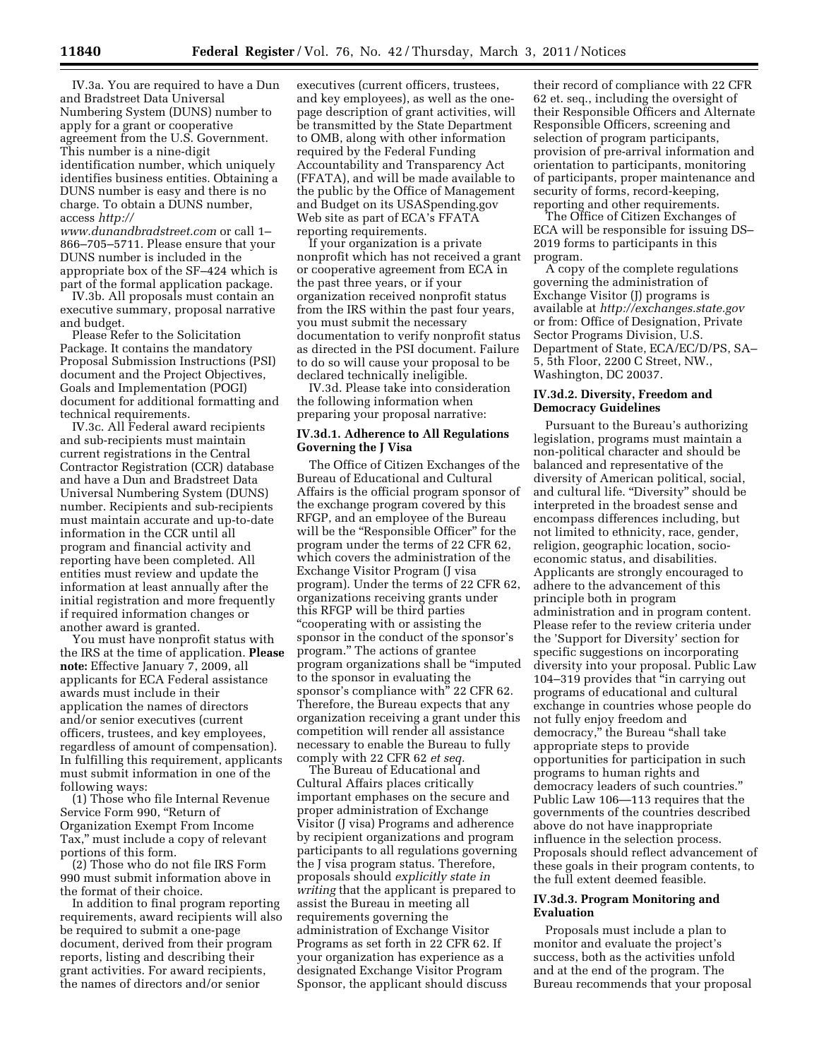IV.3a. You are required to have a Dun and Bradstreet Data Universal Numbering System (DUNS) number to apply for a grant or cooperative agreement from the U.S. Government. This number is a nine-digit identification number, which uniquely identifies business entities. Obtaining a DUNS number is easy and there is no charge. To obtain a DUNS number, access *http://www.dunandbradstreet.com* or call 1–866–705–5711. Please ensure that your DUNS number is included in the appropriate box of the SF–424 which is part of the formal application package.

IV.3b. All proposals must contain an executive summary, proposal narrative and budget.

Please Refer to the Solicitation Package. It contains the mandatory Proposal Submission Instructions (PSI) document and the Project Objectives, Goals and Implementation (POGI) document for additional formatting and technical requirements.

IV.3c. All Federal award recipients and sub-recipients must maintain current registrations in the Central Contractor Registration (CCR) database and have a Dun and Bradstreet Data Universal Numbering System (DUNS) number. Recipients and sub-recipients must maintain accurate and up-to-date information in the CCR until all program and financial activity and reporting have been completed. All entities must review and update the information at least annually after the initial registration and more frequently if required information changes or another award is granted.

You must have nonprofit status with the IRS at the time of application. **Please note:** Effective January 7, 2009, all applicants for ECA Federal assistance awards must include in their application the names of directors and/or senior executives (current officers, trustees, and key employees, regardless of amount of compensation). In fulfilling this requirement, applicants must submit information in one of the following ways:

(1) Those who file Internal Revenue Service Form 990, "Return of Organization Exempt From Income Tax," must include a copy of relevant portions of this form.

(2) Those who do not file IRS Form 990 must submit information above in the format of their choice.

In addition to final program reporting requirements, award recipients will also be required to submit a one-page document, derived from their program reports, listing and describing their grant activities. For award recipients, the names of directors and/or senior executives (current officers, trustees, and key employees), as well as the one-page description of grant activities, will be transmitted by the State Department to OMB, along with other information required by the Federal Funding Accountability and Transparency Act (FFATA), and will be made available to the public by the Office of Management and Budget on its USASpending.gov Web site as part of ECA's FFATA reporting requirements.

If your organization is a private nonprofit which has not received a grant or cooperative agreement from ECA in the past three years, or if your organization received nonprofit status from the IRS within the past four years, you must submit the necessary documentation to verify nonprofit status as directed in the PSI document. Failure to do so will cause your proposal to be declared technically ineligible.

IV.3d. Please take into consideration the following information when preparing your proposal narrative:

### IV.3d.1. Adherence to All Regulations Governing the J Visa

The Office of Citizen Exchanges of the Bureau of Educational and Cultural Affairs is the official program sponsor of the exchange program covered by this RFGP, and an employee of the Bureau will be the "Responsible Officer" for the program under the terms of 22 CFR 62, which covers the administration of the Exchange Visitor Program (J visa program). Under the terms of 22 CFR 62, organizations receiving grants under this RFGP will be third parties "cooperating with or assisting the sponsor in the conduct of the sponsor's program." The actions of grantee program organizations shall be "imputed to the sponsor in evaluating the sponsor's compliance with" 22 CFR 62. Therefore, the Bureau expects that any organization receiving a grant under this competition will render all assistance necessary to enable the Bureau to fully comply with 22 CFR 62 *et seq.*

The Bureau of Educational and Cultural Affairs places critically important emphases on the secure and proper administration of Exchange Visitor (J visa) Programs and adherence by recipient organizations and program participants to all regulations governing the J visa program status. Therefore, proposals should *explicitly state in writing* that the applicant is prepared to assist the Bureau in meeting all requirements governing the administration of Exchange Visitor Programs as set forth in 22 CFR 62. If your organization has experience as a designated Exchange Visitor Program Sponsor, the applicant should discuss their record of compliance with 22 CFR 62 et. seq., including the oversight of their Responsible Officers and Alternate Responsible Officers, screening and selection of program participants, provision of pre-arrival information and orientation to participants, monitoring of participants, proper maintenance and security of forms, record-keeping, reporting and other requirements.

The Office of Citizen Exchanges of ECA will be responsible for issuing DS–2019 forms to participants in this program.

A copy of the complete regulations governing the administration of Exchange Visitor (J) programs is available at *http://exchanges.state.gov* or from: Office of Designation, Private Sector Programs Division, U.S. Department of State, ECA/EC/D/PS, SA–5, 5th Floor, 2200 C Street, NW., Washington, DC 20037.

### IV.3d.2. Diversity, Freedom and Democracy Guidelines

Pursuant to the Bureau's authorizing legislation, programs must maintain a non-political character and should be balanced and representative of the diversity of American political, social, and cultural life. "Diversity" should be interpreted in the broadest sense and encompass differences including, but not limited to ethnicity, race, gender, religion, geographic location, socio-economic status, and disabilities. Applicants are strongly encouraged to adhere to the advancement of this principle both in program administration and in program content. Please refer to the review criteria under the 'Support for Diversity' section for specific suggestions on incorporating diversity into your proposal. Public Law 104–319 provides that "in carrying out programs of educational and cultural exchange in countries whose people do not fully enjoy freedom and democracy," the Bureau "shall take appropriate steps to provide opportunities for participation in such programs to human rights and democracy leaders of such countries." Public Law 106—113 requires that the governments of the countries described above do not have inappropriate influence in the selection process. Proposals should reflect advancement of these goals in their program contents, to the full extent deemed feasible.

### IV.3d.3. Program Monitoring and Evaluation

Proposals must include a plan to monitor and evaluate the project's success, both as the activities unfold and at the end of the program. The Bureau recommends that your proposal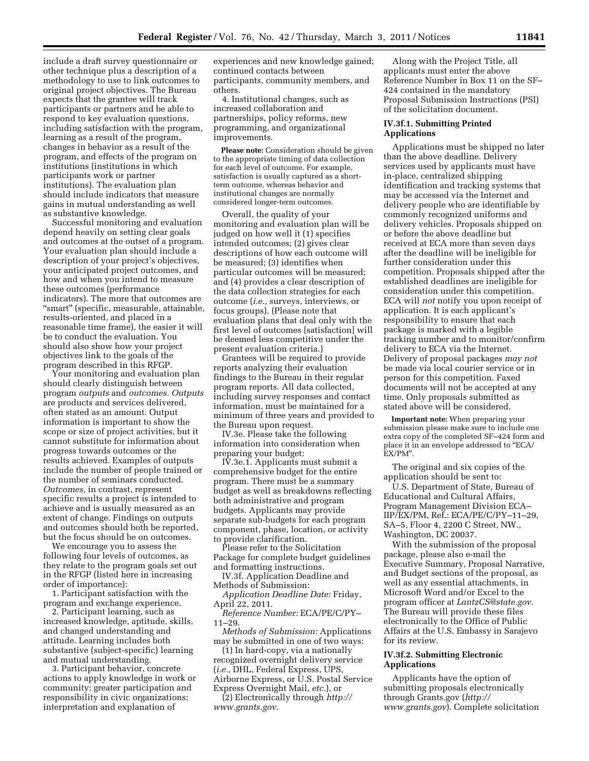include a draft survey questionnaire or other technique plus a description of a methodology to use to link outcomes to original project objectives. The Bureau expects that the grantee will track participants or partners and be able to respond to key evaluation questions, including satisfaction with the program, learning as a result of the program, changes in behavior as a result of the program, and effects of the program on institutions (institutions in which participants work or partner institutions). The evaluation plan should include indicators that measure gains in mutual understanding as well as substantive knowledge.

Successful monitoring and evaluation depend heavily on setting clear goals and outcomes at the outset of a program. Your evaluation plan should include a description of your project's objectives, your anticipated project outcomes, and how and when you intend to measure these outcomes (performance indicators). The more that outcomes are "smart" (specific, measurable, attainable, results-oriented, and placed in a reasonable time frame), the easier it will be to conduct the evaluation. You should also show how your project objectives link to the goals of the program described in this RFGP.

Your monitoring and evaluation plan should clearly distinguish between program *outputs* and *outcomes. Outputs* are products and services delivered, often stated as an amount. Output information is important to show the scope or size of project activities, but it cannot substitute for information about progress towards outcomes or the results achieved. Examples of outputs include the number of people trained or the number of seminars conducted. *Outcomes,* in contrast, represent specific results a project is intended to achieve and is usually measured as an extent of change. Findings on outputs and outcomes should both be reported, but the focus should be on outcomes.

We encourage you to assess the following four levels of outcomes, as they relate to the program goals set out in the RFGP (listed here in increasing order of importance):

1. Participant satisfaction with the program and exchange experience.
2. Participant learning, such as increased knowledge, aptitude, skills, and changed understanding and attitude. Learning includes both substantive (subject-specific) learning and mutual understanding.
3. Participant behavior, concrete actions to apply knowledge in work or community; greater participation and responsibility in civic organizations; interpretation and explanation of experiences and new knowledge gained; continued contacts between participants, community members, and others.
4. Institutional changes, such as increased collaboration and partnerships, policy reforms, new programming, and organizational improvements.

**Please note:** Consideration should be given to the appropriate timing of data collection for each level of outcome. For example, satisfaction is usually captured as a short-term outcome, whereas behavior and institutional changes are normally considered longer-term outcomes.

Overall, the quality of your monitoring and evaluation plan will be judged on how well it (1) specifies intended outcomes; (2) gives clear descriptions of how each outcome will be measured; (3) identifies when particular outcomes will be measured; and (4) provides a clear description of the data collection strategies for each outcome (*i.e.,* surveys, interviews, or focus groups). (Please note that evaluation plans that deal only with the first level of outcomes [satisfaction] will be deemed less competitive under the present evaluation criteria.)

Grantees will be required to provide reports analyzing their evaluation findings to the Bureau in their regular program reports. All data collected, including survey responses and contact information, must be maintained for a minimum of three years and provided to the Bureau upon request.

IV.3e. Please take the following information into consideration when preparing your budget:

IV.3e.1. Applicants must submit a comprehensive budget for the entire program. There must be a summary budget as well as breakdowns reflecting both administrative and program budgets. Applicants may provide separate sub-budgets for each program component, phase, location, or activity to provide clarification.

Please refer to the Solicitation Package for complete budget guidelines and formatting instructions.

IV.3f. Application Deadline and Methods of Submission:

*Application Deadline Date:* Friday, April 22, 2011.

*Reference Number:* ECA/PE/C/PY–11–29.

*Methods of Submission:* Applications may be submitted in one of two ways:

(1) In hard-copy, via a nationally recognized overnight delivery service (*i.e.,* DHL, Federal Express, UPS, Airborne Express, or U.S. Postal Service Express Overnight Mail, *etc.*), or

(2) Electronically through *http://www.grants.gov.*

Along with the Project Title, all applicants must enter the above Reference Number in Box 11 on the SF–424 contained in the mandatory Proposal Submission Instructions (PSI) of the solicitation document.

### IV.3f.1. Submitting Printed Applications

Applications must be shipped no later than the above deadline. Delivery services used by applicants must have in-place, centralized shipping identification and tracking systems that may be accessed via the Internet and delivery people who are identifiable by commonly recognized uniforms and delivery vehicles. Proposals shipped on or before the above deadline but received at ECA more than seven days after the deadline will be ineligible for further consideration under this competition. Proposals shipped after the established deadlines are ineligible for consideration under this competition. ECA will *not* notify you upon receipt of application. It is each applicant's responsibility to ensure that each package is marked with a legible tracking number and to monitor/confirm delivery to ECA via the Internet. Delivery of proposal packages *may not* be made via local courier service or in person for this competition. Faxed documents will not be accepted at any time. Only proposals submitted as stated above will be considered.

**Important note:** When preparing your submission please make sure to include one extra copy of the completed SF–424 form and place it in an envelope addressed to "ECA/EX/PM".

The original and six copies of the application should be sent to:

U.S. Department of State, Bureau of Educational and Cultural Affairs, Program Management Division ECA–IIP/EX/PM, Ref.: ECA/PE/C/PY–11–29, SA–5, Floor 4, 2200 C Street, NW., Washington, DC 20037.

With the submission of the proposal package, please also e-mail the Executive Summary, Proposal Narrative, and Budget sections of the proposal, as well as any essential attachments, in Microsoft Word and/or Excel to the program officer at *LantzCS@state.gov.* The Bureau will provide these files electronically to the Office of Public Affairs at the U.S. Embassy in Sarajevo for its review.

### IV.3f.2. Submitting Electronic Applications

Applicants have the option of submitting proposals electronically through Grants.gov (*http://www.grants.gov*). Complete solicitation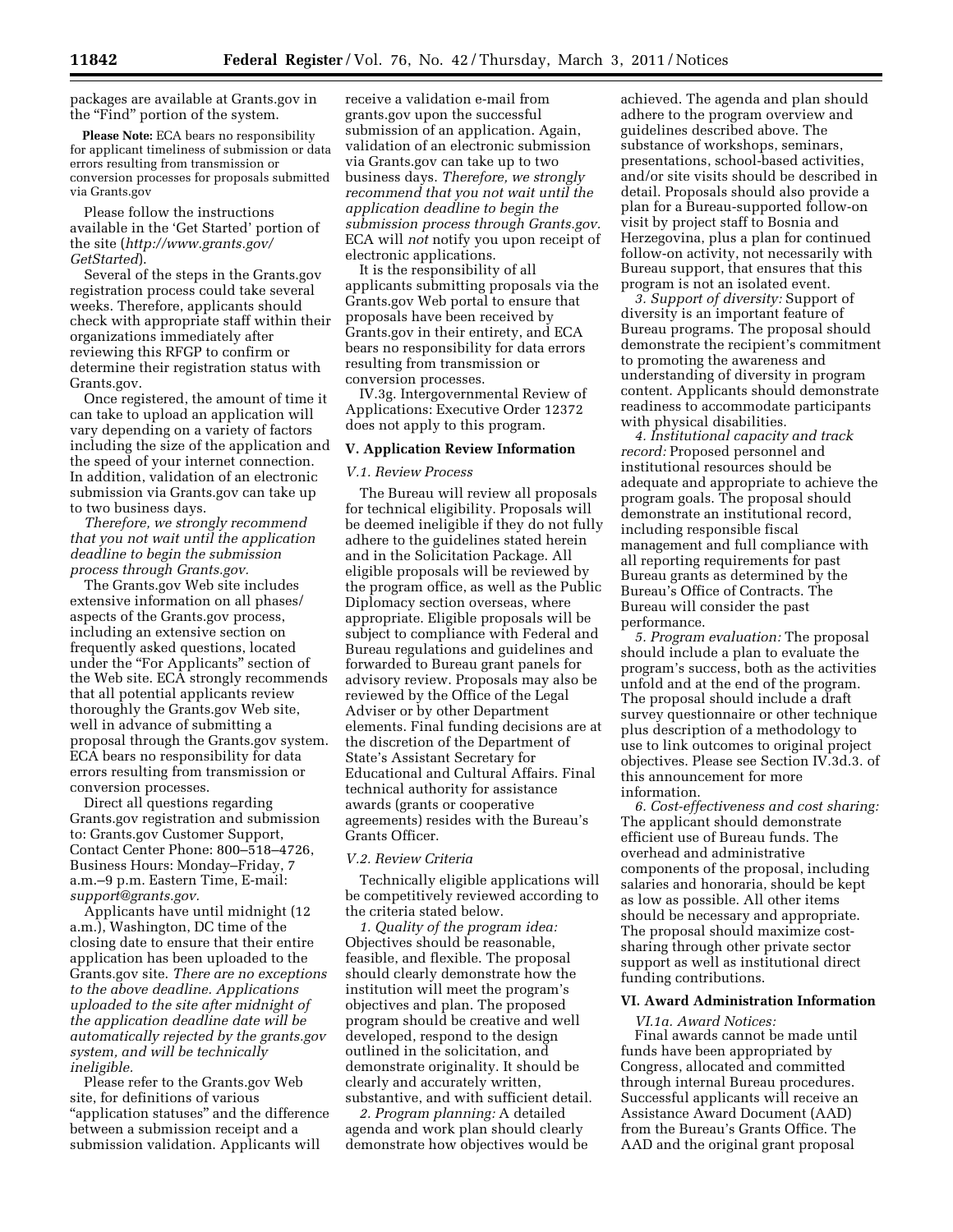packages are available at Grants.gov in the "Find" portion of the system.

**Please Note:** ECA bears no responsibility for applicant timeliness of submission or data errors resulting from transmission or conversion processes for proposals submitted via Grants.gov

Please follow the instructions available in the 'Get Started' portion of the site (*http://www.grants.gov/GetStarted*).

Several of the steps in the Grants.gov registration process could take several weeks. Therefore, applicants should check with appropriate staff within their organizations immediately after reviewing this RFGP to confirm or determine their registration status with Grants.gov.

Once registered, the amount of time it can take to upload an application will vary depending on a variety of factors including the size of the application and the speed of your internet connection. In addition, validation of an electronic submission via Grants.gov can take up to two business days.

*Therefore, we strongly recommend that you not wait until the application deadline to begin the submission process through Grants.gov.*

The Grants.gov Web site includes extensive information on all phases/aspects of the Grants.gov process, including an extensive section on frequently asked questions, located under the "For Applicants" section of the Web site. ECA strongly recommends that all potential applicants review thoroughly the Grants.gov Web site, well in advance of submitting a proposal through the Grants.gov system. ECA bears no responsibility for data errors resulting from transmission or conversion processes.

Direct all questions regarding Grants.gov registration and submission to: Grants.gov Customer Support, Contact Center Phone: 800–518–4726, Business Hours: Monday–Friday, 7 a.m.–9 p.m. Eastern Time, E-mail: *support@grants.gov.*

Applicants have until midnight (12 a.m.), Washington, DC time of the closing date to ensure that their entire application has been uploaded to the Grants.gov site. *There are no exceptions to the above deadline. Applications uploaded to the site after midnight of the application deadline date will be automatically rejected by the grants.gov system, and will be technically ineligible.*

Please refer to the Grants.gov Web site, for definitions of various "application statuses" and the difference between a submission receipt and a submission validation. Applicants will receive a validation e-mail from grants.gov upon the successful submission of an application. Again, validation of an electronic submission via Grants.gov can take up to two business days. *Therefore, we strongly recommend that you not wait until the application deadline to begin the submission process through Grants.gov.* ECA will *not* notify you upon receipt of electronic applications.

It is the responsibility of all applicants submitting proposals via the Grants.gov Web portal to ensure that proposals have been received by Grants.gov in their entirety, and ECA bears no responsibility for data errors resulting from transmission or conversion processes.

IV.3g. Intergovernmental Review of Applications: Executive Order 12372 does not apply to this program.

## V. Application Review Information

### *V.1. Review Process*

The Bureau will review all proposals for technical eligibility. Proposals will be deemed ineligible if they do not fully adhere to the guidelines stated herein and in the Solicitation Package. All eligible proposals will be reviewed by the program office, as well as the Public Diplomacy section overseas, where appropriate. Eligible proposals will be subject to compliance with Federal and Bureau regulations and guidelines and forwarded to Bureau grant panels for advisory review. Proposals may also be reviewed by the Office of the Legal Adviser or by other Department elements. Final funding decisions are at the discretion of the Department of State's Assistant Secretary for Educational and Cultural Affairs. Final technical authority for assistance awards (grants or cooperative agreements) resides with the Bureau's Grants Officer.

### *V.2. Review Criteria*

Technically eligible applications will be competitively reviewed according to the criteria stated below.

*1. Quality of the program idea:* Objectives should be reasonable, feasible, and flexible. The proposal should clearly demonstrate how the institution will meet the program's objectives and plan. The proposed program should be creative and well developed, respond to the design outlined in the solicitation, and demonstrate originality. It should be clearly and accurately written, substantive, and with sufficient detail.

*2. Program planning:* A detailed agenda and work plan should clearly demonstrate how objectives would be achieved. The agenda and plan should adhere to the program overview and guidelines described above. The substance of workshops, seminars, presentations, school-based activities, and/or site visits should be described in detail. Proposals should also provide a plan for a Bureau-supported follow-on visit by project staff to Bosnia and Herzegovina, plus a plan for continued follow-on activity, not necessarily with Bureau support, that ensures that this program is not an isolated event.

*3. Support of diversity:* Support of diversity is an important feature of Bureau programs. The proposal should demonstrate the recipient's commitment to promoting the awareness and understanding of diversity in program content. Applicants should demonstrate readiness to accommodate participants with physical disabilities.

*4. Institutional capacity and track record:* Proposed personnel and institutional resources should be adequate and appropriate to achieve the program goals. The proposal should demonstrate an institutional record, including responsible fiscal management and full compliance with all reporting requirements for past Bureau grants as determined by the Bureau's Office of Contracts. The Bureau will consider the past performance.

*5. Program evaluation:* The proposal should include a plan to evaluate the program's success, both as the activities unfold and at the end of the program. The proposal should include a draft survey questionnaire or other technique plus description of a methodology to use to link outcomes to original project objectives. Please see Section IV.3d.3. of this announcement for more information.

*6. Cost-effectiveness and cost sharing:* The applicant should demonstrate efficient use of Bureau funds. The overhead and administrative components of the proposal, including salaries and honoraria, should be kept as low as possible. All other items should be necessary and appropriate. The proposal should maximize cost-sharing through other private sector support as well as institutional direct funding contributions.

## VI. Award Administration Information

*VI.1a. Award Notices:*

Final awards cannot be made until funds have been appropriated by Congress, allocated and committed through internal Bureau procedures. Successful applicants will receive an Assistance Award Document (AAD) from the Bureau's Grants Office. The AAD and the original grant proposal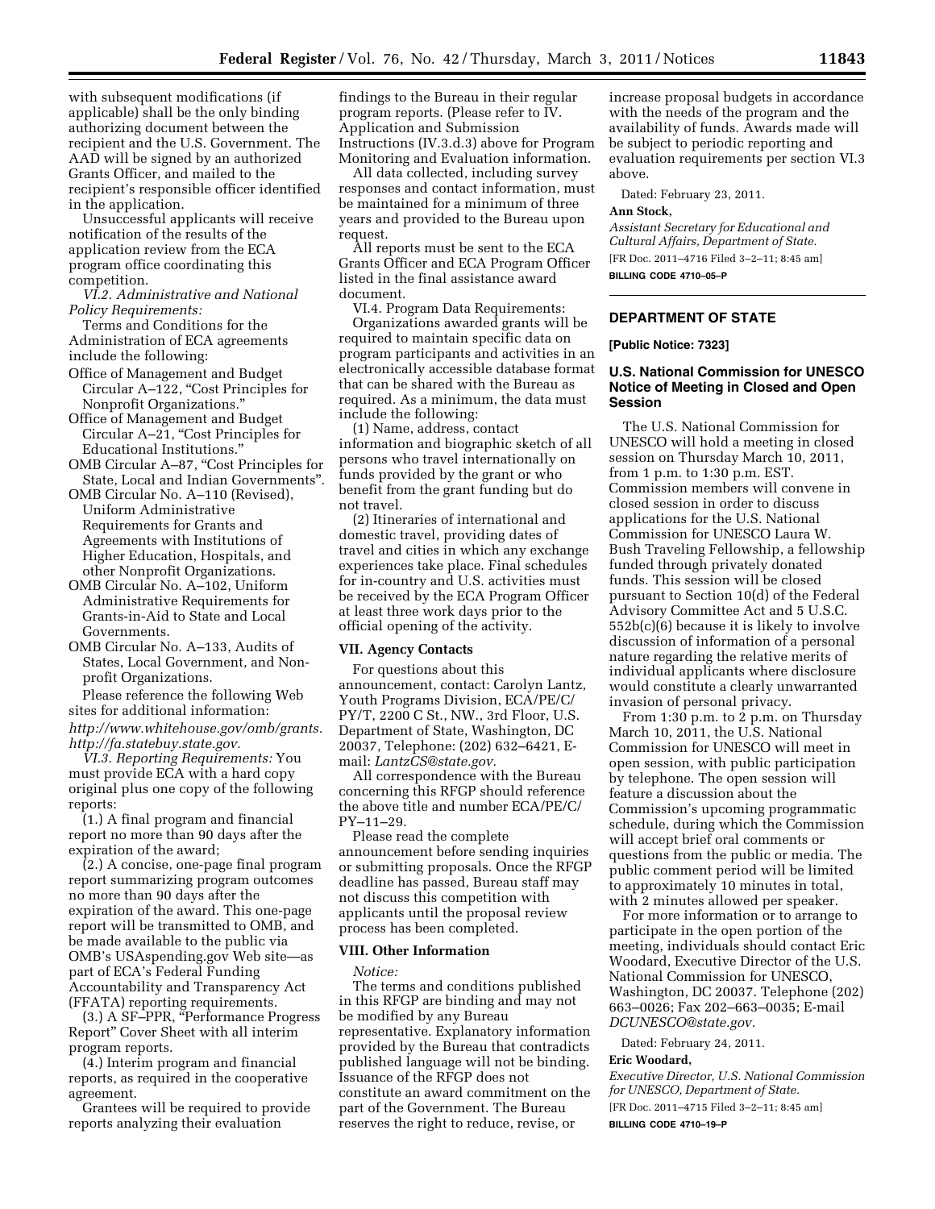with subsequent modifications (if applicable) shall be the only binding authorizing document between the recipient and the U.S. Government. The AAD will be signed by an authorized Grants Officer, and mailed to the recipient's responsible officer identified in the application.

Unsuccessful applicants will receive notification of the results of the application review from the ECA program office coordinating this competition.

*VI.2. Administrative and National Policy Requirements:*

Terms and Conditions for the Administration of ECA agreements include the following:

- Office of Management and Budget Circular A–122, "Cost Principles for Nonprofit Organizations."
- Office of Management and Budget Circular A–21, "Cost Principles for Educational Institutions."
- OMB Circular A–87, "Cost Principles for State, Local and Indian Governments".
- OMB Circular No. A–110 (Revised), Uniform Administrative Requirements for Grants and Agreements with Institutions of Higher Education, Hospitals, and other Nonprofit Organizations.
- OMB Circular No. A–102, Uniform Administrative Requirements for Grants-in-Aid to State and Local Governments.
- OMB Circular No. A–133, Audits of States, Local Government, and Non-profit Organizations.

Please reference the following Web sites for additional information:

*http://www.whitehouse.gov/omb/grants.*
*http://fa.statebuy.state.gov.*

*VI.3. Reporting Requirements:* You must provide ECA with a hard copy original plus one copy of the following reports:

(1.) A final program and financial report no more than 90 days after the expiration of the award;

(2.) A concise, one-page final program report summarizing program outcomes no more than 90 days after the expiration of the award. This one-page report will be transmitted to OMB, and be made available to the public via OMB's USAspending.gov Web site—as part of ECA's Federal Funding Accountability and Transparency Act (FFATA) reporting requirements.

(3.) A SF–PPR, "Performance Progress Report" Cover Sheet with all interim program reports.

(4.) Interim program and financial reports, as required in the cooperative agreement.

Grantees will be required to provide reports analyzing their evaluation findings to the Bureau in their regular program reports. (Please refer to IV. Application and Submission Instructions (IV.3.d.3) above for Program Monitoring and Evaluation information.

All data collected, including survey responses and contact information, must be maintained for a minimum of three years and provided to the Bureau upon request.

All reports must be sent to the ECA Grants Officer and ECA Program Officer listed in the final assistance award document.

VI.4. Program Data Requirements:

Organizations awarded grants will be required to maintain specific data on program participants and activities in an electronically accessible database format that can be shared with the Bureau as required. As a minimum, the data must include the following:

(1) Name, address, contact information and biographic sketch of all persons who travel internationally on funds provided by the grant or who benefit from the grant funding but do not travel.

(2) Itineraries of international and domestic travel, providing dates of travel and cities in which any exchange experiences take place. Final schedules for in-country and U.S. activities must be received by the ECA Program Officer at least three work days prior to the official opening of the activity.

## VII. Agency Contacts

For questions about this announcement, contact: Carolyn Lantz, Youth Programs Division, ECA/PE/C/PY/T, 2200 C St., NW., 3rd Floor, U.S. Department of State, Washington, DC 20037, Telephone: (202) 632–6421, E-mail: *LantzCS@state.gov.*

All correspondence with the Bureau concerning this RFGP should reference the above title and number ECA/PE/C/PY–11–29.

Please read the complete announcement before sending inquiries or submitting proposals. Once the RFGP deadline has passed, Bureau staff may not discuss this competition with applicants until the proposal review process has been completed.

## VIII. Other Information

*Notice:*

The terms and conditions published in this RFGP are binding and may not be modified by any Bureau representative. Explanatory information provided by the Bureau that contradicts published language will not be binding. Issuance of the RFGP does not constitute an award commitment on the part of the Government. The Bureau reserves the right to reduce, revise, or increase proposal budgets in accordance with the needs of the program and the availability of funds. Awards made will be subject to periodic reporting and evaluation requirements per section VI.3 above.

Dated: February 23, 2011.

**Ann Stock,**

*Assistant Secretary for Educational and Cultural Affairs, Department of State.*

[FR Doc. 2011–4716 Filed 3–2–11; 8:45 am]

**BILLING CODE 4710–05–P**

---

## DEPARTMENT OF STATE

**[Public Notice: 7323]**

## U.S. National Commission for UNESCO Notice of Meeting in Closed and Open Session

The U.S. National Commission for UNESCO will hold a meeting in closed session on Thursday March 10, 2011, from 1 p.m. to 1:30 p.m. EST. Commission members will convene in closed session in order to discuss applications for the U.S. National Commission for UNESCO Laura W. Bush Traveling Fellowship, a fellowship funded through privately donated funds. This session will be closed pursuant to Section 10(d) of the Federal Advisory Committee Act and 5 U.S.C. 552b(c)(6) because it is likely to involve discussion of information of a personal nature regarding the relative merits of individual applicants where disclosure would constitute a clearly unwarranted invasion of personal privacy.

From 1:30 p.m. to 2 p.m. on Thursday March 10, 2011, the U.S. National Commission for UNESCO will meet in open session, with public participation by telephone. The open session will feature a discussion about the Commission's upcoming programmatic schedule, during which the Commission will accept brief oral comments or questions from the public or media. The public comment period will be limited to approximately 10 minutes in total, with 2 minutes allowed per speaker.

For more information or to arrange to participate in the open portion of the meeting, individuals should contact Eric Woodard, Executive Director of the U.S. National Commission for UNESCO, Washington, DC 20037. Telephone (202) 663–0026; Fax 202–663–0035; E-mail *DCUNESCO@state.gov.*

Dated: February 24, 2011.

**Eric Woodard,**

*Executive Director, U.S. National Commission for UNESCO, Department of State.*

[FR Doc. 2011–4715 Filed 3–2–11; 8:45 am]

**BILLING CODE 4710–19–P**